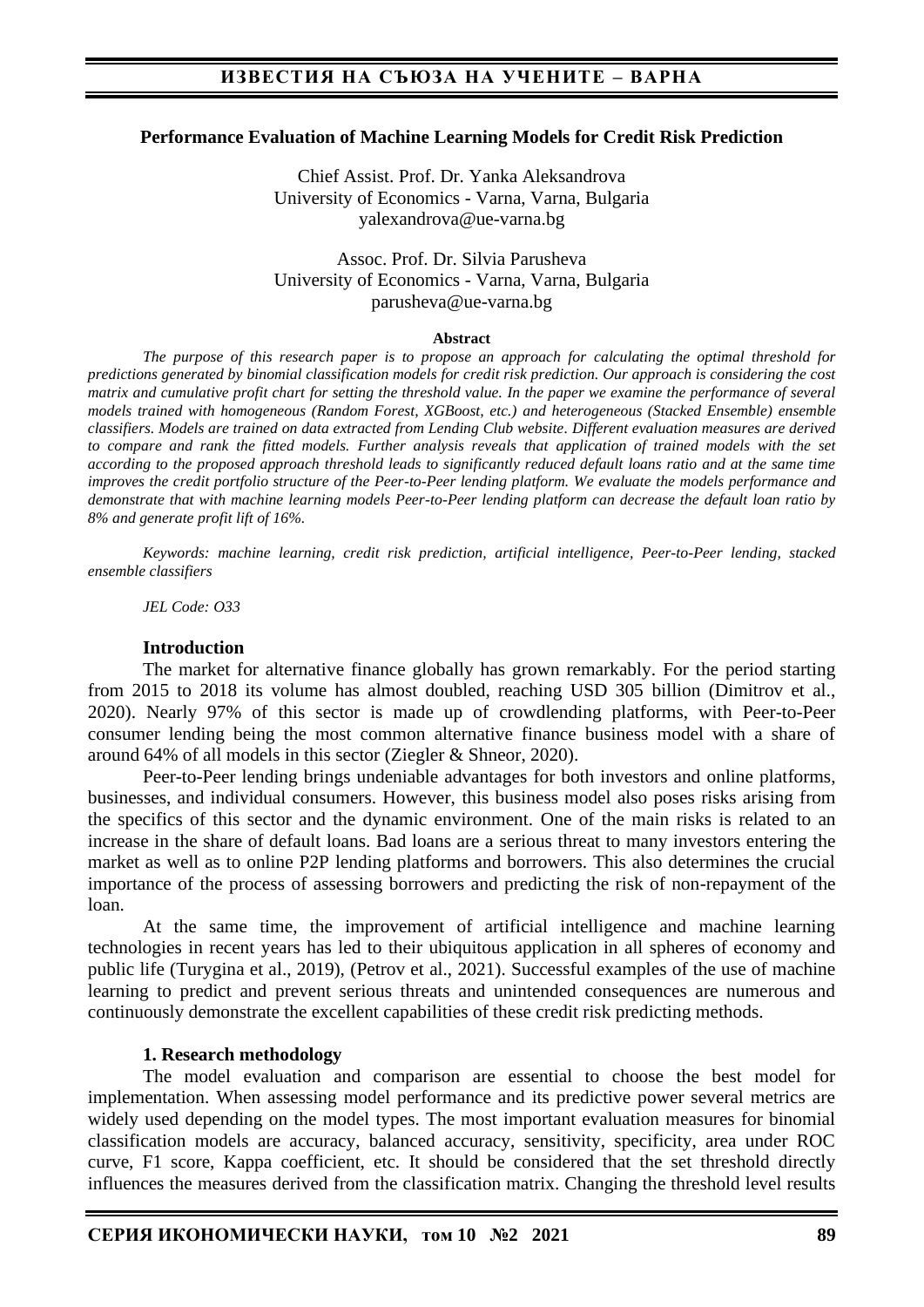## Performance Evaluation of Machine Learning Models for Credit Risk Prediction

Chief Assist. Prof. Dr. Yanka Aleksandrova
University of Economics - Varna, Varna, Bulgaria
yalexandrova@ue-varna.bg

Assoc. Prof. Dr. Silvia Parusheva
University of Economics - Varna, Varna, Bulgaria
parusheva@ue-varna.bg

**Abstract**

*The purpose of this research paper is to propose an approach for calculating the optimal threshold for predictions generated by binomial classification models for credit risk prediction. Our approach is considering the cost matrix and cumulative profit chart for setting the threshold value. In the paper we examine the performance of several models trained with homogeneous (Random Forest, XGBoost, etc.) and heterogeneous (Stacked Ensemble) ensemble classifiers. Models are trained on data extracted from Lending Club website. Different evaluation measures are derived to compare and rank the fitted models. Further analysis reveals that application of trained models with the set according to the proposed approach threshold leads to significantly reduced default loans ratio and at the same time improves the credit portfolio structure of the Peer-to-Peer lending platform. We evaluate the models performance and demonstrate that with machine learning models Peer-to-Peer lending platform can decrease the default loan ratio by 8% and generate profit lift of 16%.*

*Keywords: machine learning, credit risk prediction, artificial intelligence, Peer-to-Peer lending, stacked ensemble classifiers*

*JEL Code: O33*

### Introduction

The market for alternative finance globally has grown remarkably. For the period starting from 2015 to 2018 its volume has almost doubled, reaching USD 305 billion (Dimitrov et al., 2020). Nearly 97% of this sector is made up of crowdlending platforms, with Peer-to-Peer consumer lending being the most common alternative finance business model with a share of around 64% of all models in this sector (Ziegler & Shneor, 2020).

Peer-to-Peer lending brings undeniable advantages for both investors and online platforms, businesses, and individual consumers. However, this business model also poses risks arising from the specifics of this sector and the dynamic environment. One of the main risks is related to an increase in the share of default loans. Bad loans are a serious threat to many investors entering the market as well as to online P2P lending platforms and borrowers. This also determines the crucial importance of the process of assessing borrowers and predicting the risk of non-repayment of the loan.

At the same time, the improvement of artificial intelligence and machine learning technologies in recent years has led to their ubiquitous application in all spheres of economy and public life (Turygina et al., 2019), (Petrov et al., 2021). Successful examples of the use of machine learning to predict and prevent serious threats and unintended consequences are numerous and continuously demonstrate the excellent capabilities of these credit risk predicting methods.

### 1. Research methodology

The model evaluation and comparison are essential to choose the best model for implementation. When assessing model performance and its predictive power several metrics are widely used depending on the model types. The most important evaluation measures for binomial classification models are accuracy, balanced accuracy, sensitivity, specificity, area under ROC curve, F1 score, Kappa coefficient, etc. It should be considered that the set threshold directly influences the measures derived from the classification matrix. Changing the threshold level results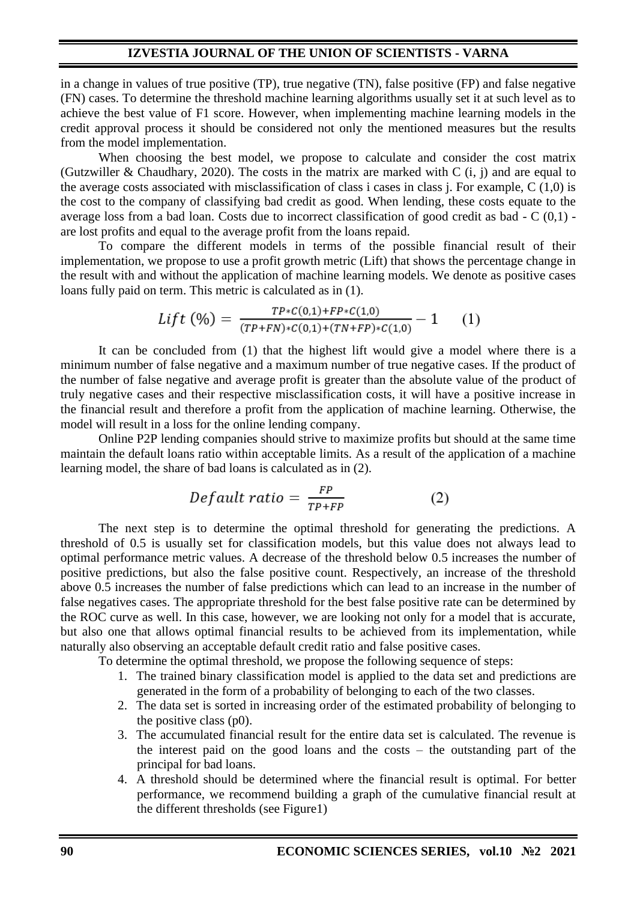in a change in values of true positive (TP), true negative (TN), false positive (FP) and false negative (FN) cases. To determine the threshold machine learning algorithms usually set it at such level as to achieve the best value of F1 score. However, when implementing machine learning models in the credit approval process it should be considered not only the mentioned measures but the results from the model implementation.

When choosing the best model, we propose to calculate and consider the cost matrix (Gutzwiller & Chaudhary, 2020). The costs in the matrix are marked with C (i, j) and are equal to the average costs associated with misclassification of class i cases in class j. For example, C (1,0) is the cost to the company of classifying bad credit as good. When lending, these costs equate to the average loss from a bad loan. Costs due to incorrect classification of good credit as bad - C (0,1) - are lost profits and equal to the average profit from the loans repaid.

To compare the different models in terms of the possible financial result of their implementation, we propose to use a profit growth metric (Lift) that shows the percentage change in the result with and without the application of machine learning models. We denote as positive cases loans fully paid on term. This metric is calculated as in (1).

$$Lift\ (\%) = \frac{TP*C(0,1)+FP*C(1,0)}{(TP+FN)*C(0,1)+(TN+FP)*C(1,0)} - 1 \qquad (1)$$

It can be concluded from (1) that the highest lift would give a model where there is a minimum number of false negative and a maximum number of true negative cases. If the product of the number of false negative and average profit is greater than the absolute value of the product of truly negative cases and their respective misclassification costs, it will have a positive increase in the financial result and therefore a profit from the application of machine learning. Otherwise, the model will result in a loss for the online lending company.

Online P2P lending companies should strive to maximize profits but should at the same time maintain the default loans ratio within acceptable limits. As a result of the application of a machine learning model, the share of bad loans is calculated as in (2).

$$Default\ ratio = \frac{FP}{TP+FP} \qquad (2)$$

The next step is to determine the optimal threshold for generating the predictions. A threshold of 0.5 is usually set for classification models, but this value does not always lead to optimal performance metric values. A decrease of the threshold below 0.5 increases the number of positive predictions, but also the false positive count. Respectively, an increase of the threshold above 0.5 increases the number of false predictions which can lead to an increase in the number of false negatives cases. The appropriate threshold for the best false positive rate can be determined by the ROC curve as well. In this case, however, we are looking not only for a model that is accurate, but also one that allows optimal financial results to be achieved from its implementation, while naturally also observing an acceptable default credit ratio and false positive cases.

To determine the optimal threshold, we propose the following sequence of steps:

1. The trained binary classification model is applied to the data set and predictions are generated in the form of a probability of belonging to each of the two classes.
2. The data set is sorted in increasing order of the estimated probability of belonging to the positive class (p0).
3. The accumulated financial result for the entire data set is calculated. The revenue is the interest paid on the good loans and the costs – the outstanding part of the principal for bad loans.
4. A threshold should be determined where the financial result is optimal. For better performance, we recommend building a graph of the cumulative financial result at the different thresholds (see Figure1)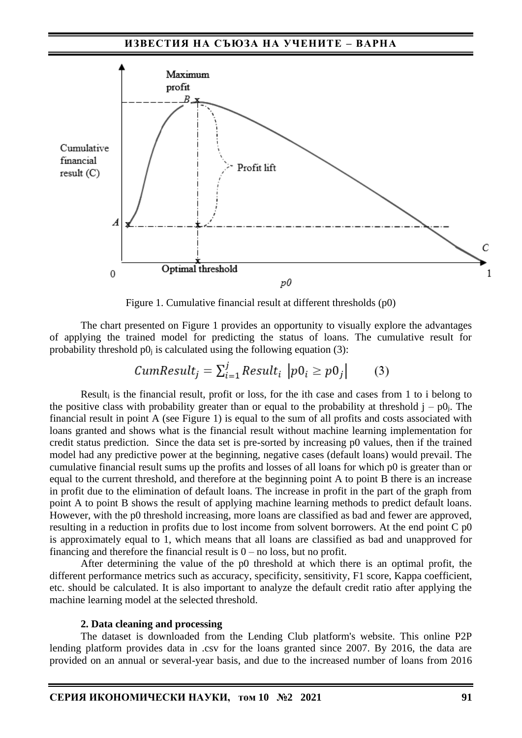Figure 1. Cumulative financial result at different thresholds (p0)

The chart presented on Figure 1 provides an opportunity to visually explore the advantages of applying the trained model for predicting the status of loans. The cumulative result for probability threshold $p0_j$ is calculated using the following equation (3):

$$CumResult_j = \sum_{i=1}^{j} Result_i \ \left|p0_i \geq p0_j\right| \qquad (3)$$

$Result_i$ is the financial result, profit or loss, for the ith case and cases from 1 to i belong to the positive class with probability greater than or equal to the probability at threshold j – $p0_j$. The financial result in point A (see Figure 1) is equal to the sum of all profits and costs associated with loans granted and shows what is the financial result without machine learning implementation for credit status prediction. Since the data set is pre-sorted by increasing p0 values, then if the trained model had any predictive power at the beginning, negative cases (default loans) would prevail. The cumulative financial result sums up the profits and losses of all loans for which p0 is greater than or equal to the current threshold, and therefore at the beginning point A to point B there is an increase in profit due to the elimination of default loans. The increase in profit in the part of the graph from point A to point B shows the result of applying machine learning methods to predict default loans. However, with the p0 threshold increasing, more loans are classified as bad and fewer are approved, resulting in a reduction in profits due to lost income from solvent borrowers. At the end point C p0 is approximately equal to 1, which means that all loans are classified as bad and unapproved for financing and therefore the financial result is 0 – no loss, but no profit.

After determining the value of the p0 threshold at which there is an optimal profit, the different performance metrics such as accuracy, specificity, sensitivity, F1 score, Kappa coefficient, etc. should be calculated. It is also important to analyze the default credit ratio after applying the machine learning model at the selected threshold.

**2. Data cleaning and processing**

The dataset is downloaded from the Lending Club platform's website. This online P2P lending platform provides data in .csv for the loans granted since 2007. By 2016, the data are provided on an annual or several-year basis, and due to the increased number of loans from 2016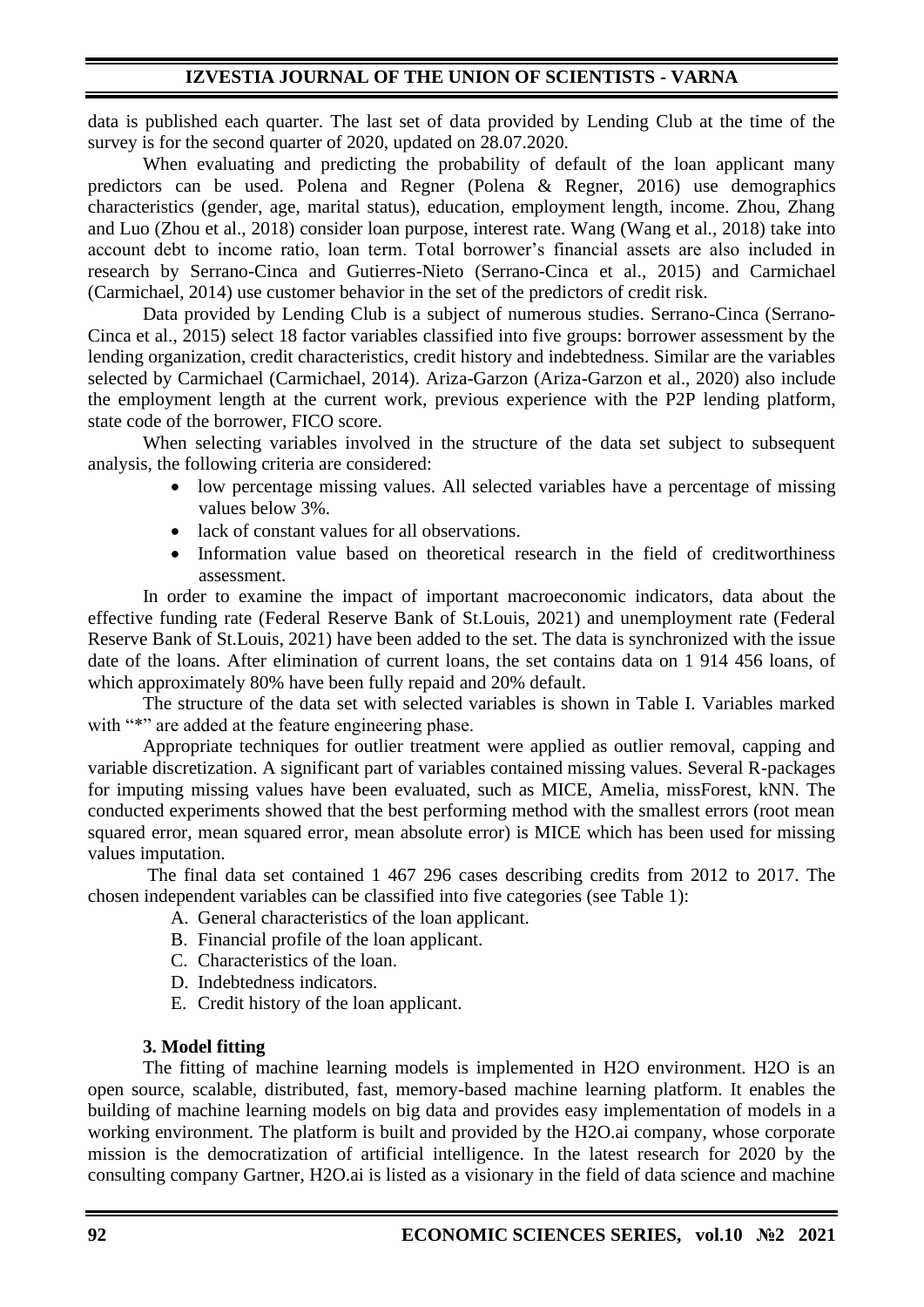data is published each quarter. The last set of data provided by Lending Club at the time of the survey is for the second quarter of 2020, updated on 28.07.2020.

When evaluating and predicting the probability of default of the loan applicant many predictors can be used. Polena and Regner (Polena & Regner, 2016) use demographics characteristics (gender, age, marital status), education, employment length, income. Zhou, Zhang and Luo (Zhou et al., 2018) consider loan purpose, interest rate. Wang (Wang et al., 2018) take into account debt to income ratio, loan term. Total borrower's financial assets are also included in research by Serrano-Cinca and Gutierres-Nieto (Serrano-Cinca et al., 2015) and Carmichael (Carmichael, 2014) use customer behavior in the set of the predictors of credit risk.

Data provided by Lending Club is a subject of numerous studies. Serrano-Cinca (Serrano-Cinca et al., 2015) select 18 factor variables classified into five groups: borrower assessment by the lending organization, credit characteristics, credit history and indebtedness. Similar are the variables selected by Carmichael (Carmichael, 2014). Ariza-Garzon (Ariza-Garzon et al., 2020) also include the employment length at the current work, previous experience with the P2P lending platform, state code of the borrower, FICO score.

When selecting variables involved in the structure of the data set subject to subsequent analysis, the following criteria are considered:

- low percentage missing values. All selected variables have a percentage of missing values below 3%.
- lack of constant values for all observations.
- Information value based on theoretical research in the field of creditworthiness assessment.

In order to examine the impact of important macroeconomic indicators, data about the effective funding rate (Federal Reserve Bank of St.Louis, 2021) and unemployment rate (Federal Reserve Bank of St.Louis, 2021) have been added to the set. The data is synchronized with the issue date of the loans. After elimination of current loans, the set contains data on 1 914 456 loans, of which approximately 80% have been fully repaid and 20% default.

The structure of the data set with selected variables is shown in Table I. Variables marked with "*" are added at the feature engineering phase.

Appropriate techniques for outlier treatment were applied as outlier removal, capping and variable discretization. A significant part of variables contained missing values. Several R-packages for imputing missing values have been evaluated, such as MICE, Amelia, missForest, kNN. The conducted experiments showed that the best performing method with the smallest errors (root mean squared error, mean squared error, mean absolute error) is MICE which has been used for missing values imputation.

The final data set contained 1 467 296 cases describing credits from 2012 to 2017. The chosen independent variables can be classified into five categories (see Table 1):

A. General characteristics of the loan applicant.
B. Financial profile of the loan applicant.
C. Characteristics of the loan.
D. Indebtedness indicators.
E. Credit history of the loan applicant.

### 3. Model fitting

The fitting of machine learning models is implemented in H2O environment. H2O is an open source, scalable, distributed, fast, memory-based machine learning platform. It enables the building of machine learning models on big data and provides easy implementation of models in a working environment. The platform is built and provided by the H2O.ai company, whose corporate mission is the democratization of artificial intelligence. In the latest research for 2020 by the consulting company Gartner, H2O.ai is listed as a visionary in the field of data science and machine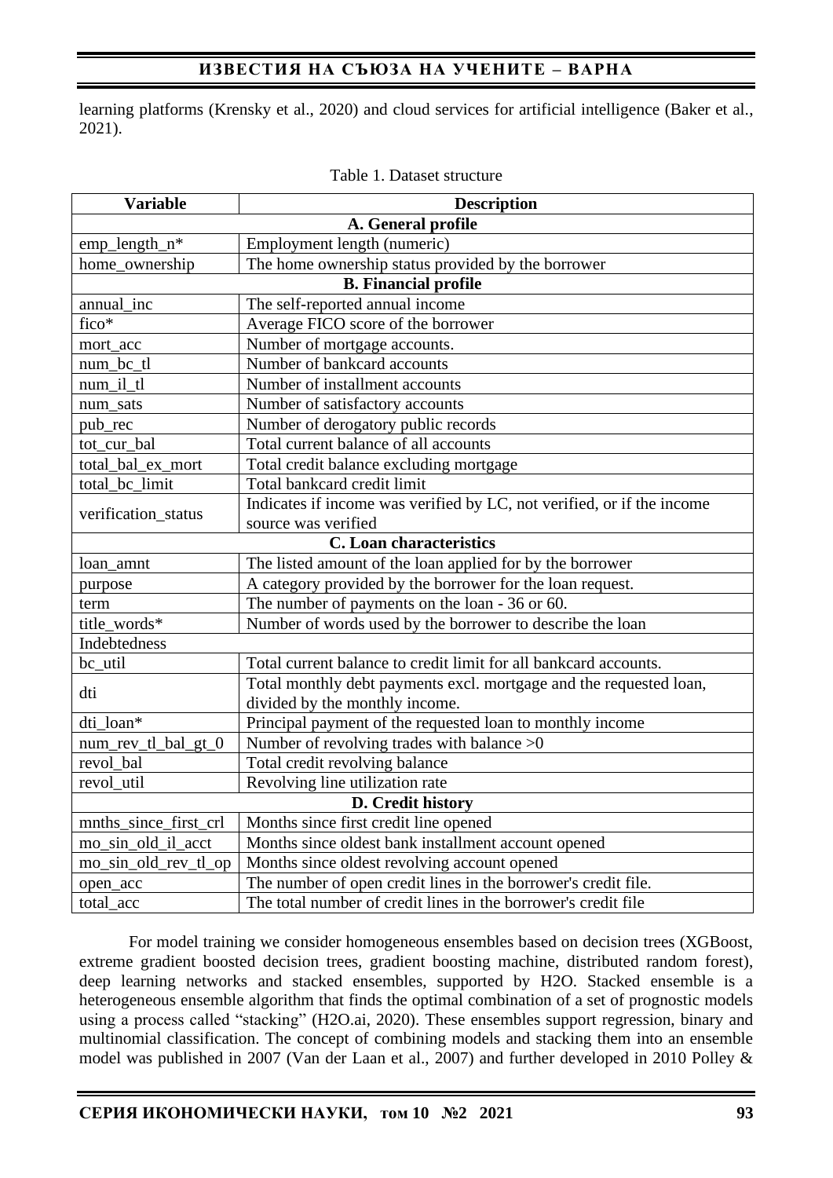learning platforms (Krensky et al., 2020) and cloud services for artificial intelligence (Baker et al., 2021).

Table 1. Dataset structure

| Variable | Description |
|---|---|
| **A. General profile** | |
| emp_length_n* | Employment length (numeric) |
| home_ownership | The home ownership status provided by the borrower |
| **B. Financial profile** | |
| annual_inc | The self-reported annual income |
| fico* | Average FICO score of the borrower |
| mort_acc | Number of mortgage accounts. |
| num_bc_tl | Number of bankcard accounts |
| num_il_tl | Number of installment accounts |
| num_sats | Number of satisfactory accounts |
| pub_rec | Number of derogatory public records |
| tot_cur_bal | Total current balance of all accounts |
| total_bal_ex_mort | Total credit balance excluding mortgage |
| total_bc_limit | Total bankcard credit limit |
| verification_status | Indicates if income was verified by LC, not verified, or if the income source was verified |
| **C. Loan characteristics** | |
| loan_amnt | The listed amount of the loan applied for by the borrower |
| purpose | A category provided by the borrower for the loan request. |
| term | The number of payments on the loan - 36 or 60. |
| title_words* | Number of words used by the borrower to describe the loan |
| Indebtedness | |
| bc_util | Total current balance to credit limit for all bankcard accounts. |
| dti | Total monthly debt payments excl. mortgage and the requested loan, divided by the monthly income. |
| dti_loan* | Principal payment of the requested loan to monthly income |
| num_rev_tl_bal_gt_0 | Number of revolving trades with balance >0 |
| revol_bal | Total credit revolving balance |
| revol_util | Revolving line utilization rate |
| **D. Credit history** | |
| mnths_since_first_crl | Months since first credit line opened |
| mo_sin_old_il_acct | Months since oldest bank installment account opened |
| mo_sin_old_rev_tl_op | Months since oldest revolving account opened |
| open_acc | The number of open credit lines in the borrower's credit file. |
| total_acc | The total number of credit lines in the borrower's credit file |

For model training we consider homogeneous ensembles based on decision trees (XGBoost, extreme gradient boosted decision trees, gradient boosting machine, distributed random forest), deep learning networks and stacked ensembles, supported by H2O. Stacked ensemble is a heterogeneous ensemble algorithm that finds the optimal combination of a set of prognostic models using a process called "stacking" (H2O.ai, 2020). These ensembles support regression, binary and multinomial classification. The concept of combining models and stacking them into an ensemble model was published in 2007 (Van der Laan et al., 2007) and further developed in 2010 Polley &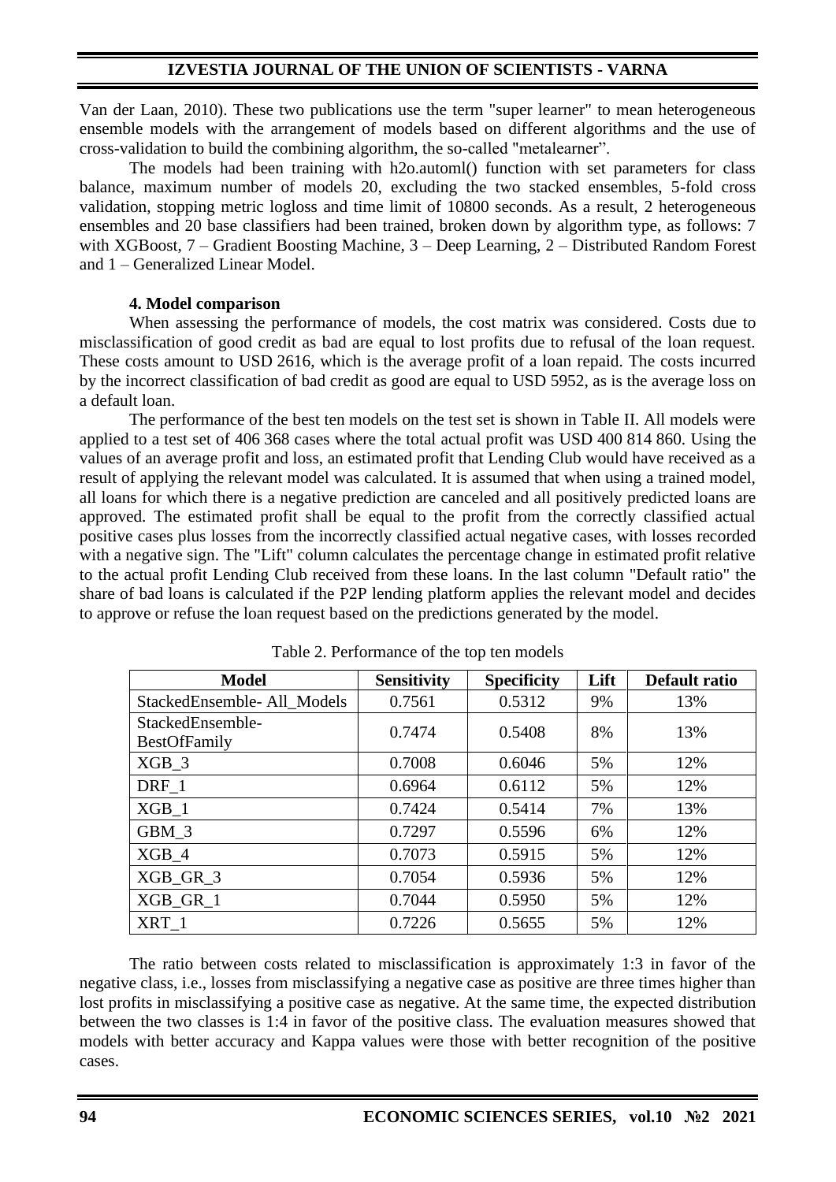Van der Laan, 2010). These two publications use the term "super learner" to mean heterogeneous ensemble models with the arrangement of models based on different algorithms and the use of cross-validation to build the combining algorithm, the so-called "metalearner".

The models had been training with h2o.automl() function with set parameters for class balance, maximum number of models 20, excluding the two stacked ensembles, 5-fold cross validation, stopping metric logloss and time limit of 10800 seconds. As a result, 2 heterogeneous ensembles and 20 base classifiers had been trained, broken down by algorithm type, as follows: 7 with XGBoost, 7 – Gradient Boosting Machine, 3 – Deep Learning, 2 – Distributed Random Forest and 1 – Generalized Linear Model.

### 4. Model comparison

When assessing the performance of models, the cost matrix was considered. Costs due to misclassification of good credit as bad are equal to lost profits due to refusal of the loan request. These costs amount to USD 2616, which is the average profit of a loan repaid. The costs incurred by the incorrect classification of bad credit as good are equal to USD 5952, as is the average loss on a default loan.

The performance of the best ten models on the test set is shown in Table II. All models were applied to a test set of 406 368 cases where the total actual profit was USD 400 814 860. Using the values of an average profit and loss, an estimated profit that Lending Club would have received as a result of applying the relevant model was calculated. It is assumed that when using a trained model, all loans for which there is a negative prediction are canceled and all positively predicted loans are approved. The estimated profit shall be equal to the profit from the correctly classified actual positive cases plus losses from the incorrectly classified actual negative cases, with losses recorded with a negative sign. The "Lift" column calculates the percentage change in estimated profit relative to the actual profit Lending Club received from these loans. In the last column "Default ratio" the share of bad loans is calculated if the P2P lending platform applies the relevant model and decides to approve or refuse the loan request based on the predictions generated by the model.

Table 2. Performance of the top ten models

| Model | Sensitivity | Specificity | Lift | Default ratio |
|---|---|---|---|---|
| StackedEnsemble- All_Models | 0.7561 | 0.5312 | 9% | 13% |
| StackedEnsemble-BestOfFamily | 0.7474 | 0.5408 | 8% | 13% |
| XGB_3 | 0.7008 | 0.6046 | 5% | 12% |
| DRF_1 | 0.6964 | 0.6112 | 5% | 12% |
| XGB_1 | 0.7424 | 0.5414 | 7% | 13% |
| GBM_3 | 0.7297 | 0.5596 | 6% | 12% |
| XGB_4 | 0.7073 | 0.5915 | 5% | 12% |
| XGB_GR_3 | 0.7054 | 0.5936 | 5% | 12% |
| XGB_GR_1 | 0.7044 | 0.5950 | 5% | 12% |
| XRT_1 | 0.7226 | 0.5655 | 5% | 12% |

The ratio between costs related to misclassification is approximately 1:3 in favor of the negative class, i.e., losses from misclassifying a negative case as positive are three times higher than lost profits in misclassifying a positive case as negative. At the same time, the expected distribution between the two classes is 1:4 in favor of the positive class. The evaluation measures showed that models with better accuracy and Kappa values were those with better recognition of the positive cases.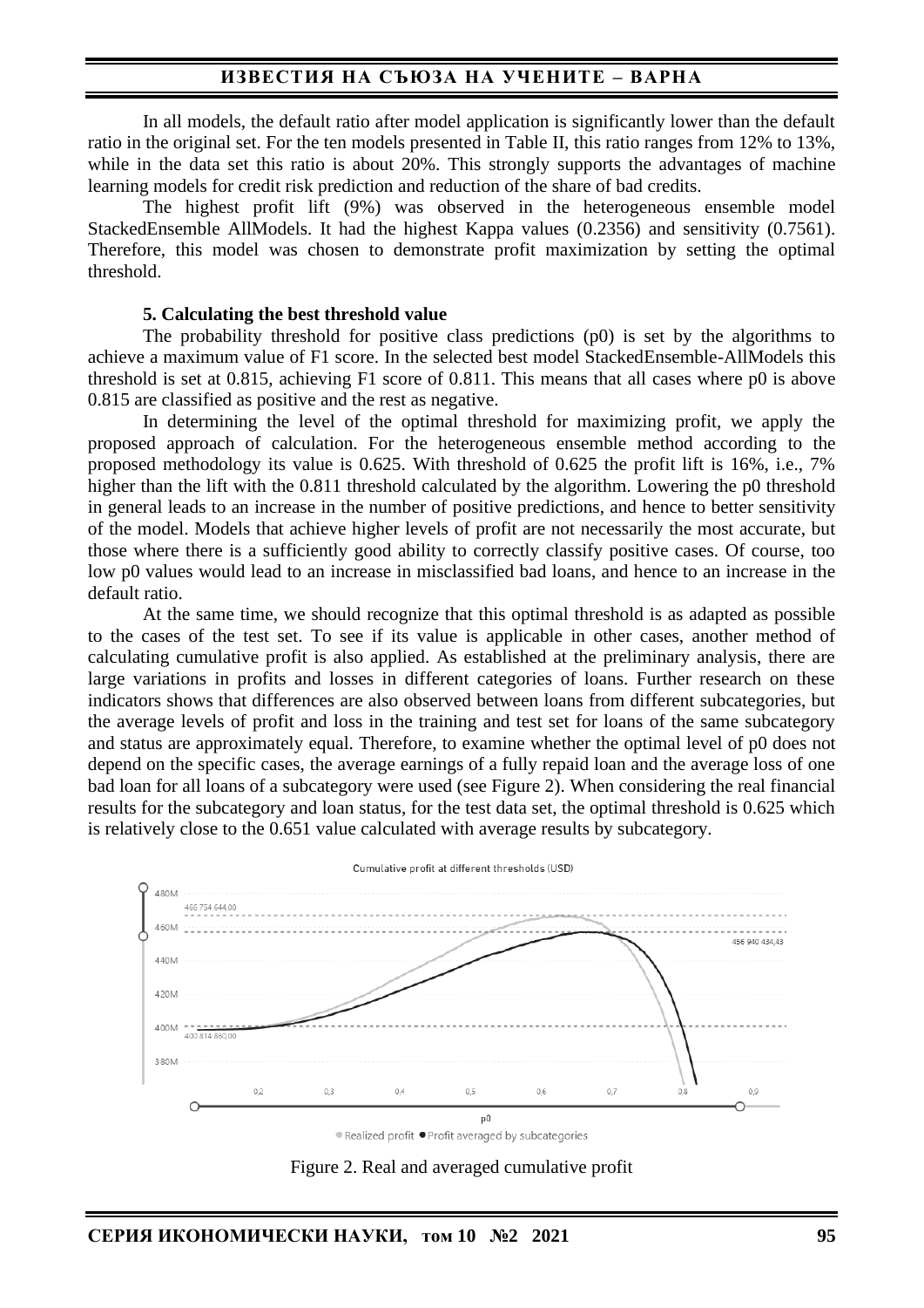In all models, the default ratio after model application is significantly lower than the default ratio in the original set. For the ten models presented in Table II, this ratio ranges from 12% to 13%, while in the data set this ratio is about 20%. This strongly supports the advantages of machine learning models for credit risk prediction and reduction of the share of bad credits.

The highest profit lift (9%) was observed in the heterogeneous ensemble model StackedEnsemble AllModels. It had the highest Kappa values (0.2356) and sensitivity (0.7561). Therefore, this model was chosen to demonstrate profit maximization by setting the optimal threshold.

### 5. Calculating the best threshold value

The probability threshold for positive class predictions (p0) is set by the algorithms to achieve a maximum value of F1 score. In the selected best model StackedEnsemble-AllModels this threshold is set at 0.815, achieving F1 score of 0.811. This means that all cases where p0 is above 0.815 are classified as positive and the rest as negative.

In determining the level of the optimal threshold for maximizing profit, we apply the proposed approach of calculation. For the heterogeneous ensemble method according to the proposed methodology its value is 0.625. With threshold of 0.625 the profit lift is 16%, i.e., 7% higher than the lift with the 0.811 threshold calculated by the algorithm. Lowering the p0 threshold in general leads to an increase in the number of positive predictions, and hence to better sensitivity of the model. Models that achieve higher levels of profit are not necessarily the most accurate, but those where there is a sufficiently good ability to correctly classify positive cases. Of course, too low p0 values would lead to an increase in misclassified bad loans, and hence to an increase in the default ratio.

At the same time, we should recognize that this optimal threshold is as adapted as possible to the cases of the test set. To see if its value is applicable in other cases, another method of calculating cumulative profit is also applied. As established at the preliminary analysis, there are large variations in profits and losses in different categories of loans. Further research on these indicators shows that differences are also observed between loans from different subcategories, but the average levels of profit and loss in the training and test set for loans of the same subcategory and status are approximately equal. Therefore, to examine whether the optimal level of p0 does not depend on the specific cases, the average earnings of a fully repaid loan and the average loss of one bad loan for all loans of a subcategory were used (see Figure 2). When considering the real financial results for the subcategory and loan status, for the test data set, the optimal threshold is 0.625 which is relatively close to the 0.651 value calculated with average results by subcategory.

Figure 2. Real and averaged cumulative profit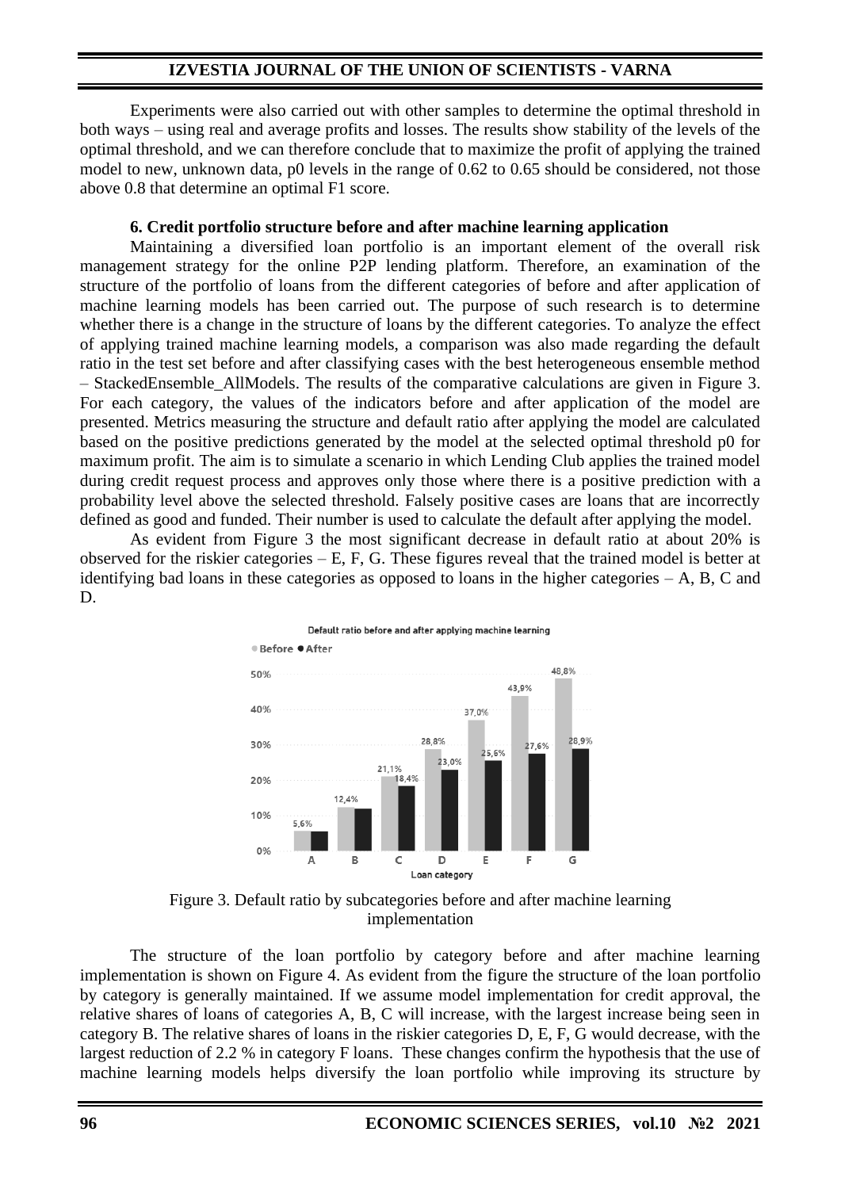Experiments were also carried out with other samples to determine the optimal threshold in both ways – using real and average profits and losses. The results show stability of the levels of the optimal threshold, and we can therefore conclude that to maximize the profit of applying the trained model to new, unknown data, p0 levels in the range of 0.62 to 0.65 should be considered, not those above 0.8 that determine an optimal F1 score.

### 6. Credit portfolio structure before and after machine learning application

Maintaining a diversified loan portfolio is an important element of the overall risk management strategy for the online P2P lending platform. Therefore, an examination of the structure of the portfolio of loans from the different categories of before and after application of machine learning models has been carried out. The purpose of such research is to determine whether there is a change in the structure of loans by the different categories. To analyze the effect of applying trained machine learning models, a comparison was also made regarding the default ratio in the test set before and after classifying cases with the best heterogeneous ensemble method – StackedEnsemble_AllModels. The results of the comparative calculations are given in Figure 3. For each category, the values of the indicators before and after application of the model are presented. Metrics measuring the structure and default ratio after applying the model are calculated based on the positive predictions generated by the model at the selected optimal threshold p0 for maximum profit. The aim is to simulate a scenario in which Lending Club applies the trained model during credit request process and approves only those where there is a positive prediction with a probability level above the selected threshold. Falsely positive cases are loans that are incorrectly defined as good and funded. Their number is used to calculate the default after applying the model.

As evident from Figure 3 the most significant decrease in default ratio at about 20% is observed for the riskier categories – E, F, G. These figures reveal that the trained model is better at identifying bad loans in these categories as opposed to loans in the higher categories – A, B, C and D.

Default ratio before and after applying machine learning

| Loan category | Before | After |
|---|---|---|
| A | 5,6% | |
| B | 12,4% | |
| C | 21,1% | 18,4% |
| D | 28,8% | 23,0% |
| E | 37,0% | 25,6% |
| F | 43,9% | 27,6% |
| G | 48,8% | 28,9% |

Figure 3. Default ratio by subcategories before and after machine learning implementation

The structure of the loan portfolio by category before and after machine learning implementation is shown on Figure 4. As evident from the figure the structure of the loan portfolio by category is generally maintained. If we assume model implementation for credit approval, the relative shares of loans of categories A, B, C will increase, with the largest increase being seen in category B. The relative shares of loans in the riskier categories D, E, F, G would decrease, with the largest reduction of 2.2 % in category F loans. These changes confirm the hypothesis that the use of machine learning models helps diversify the loan portfolio while improving its structure by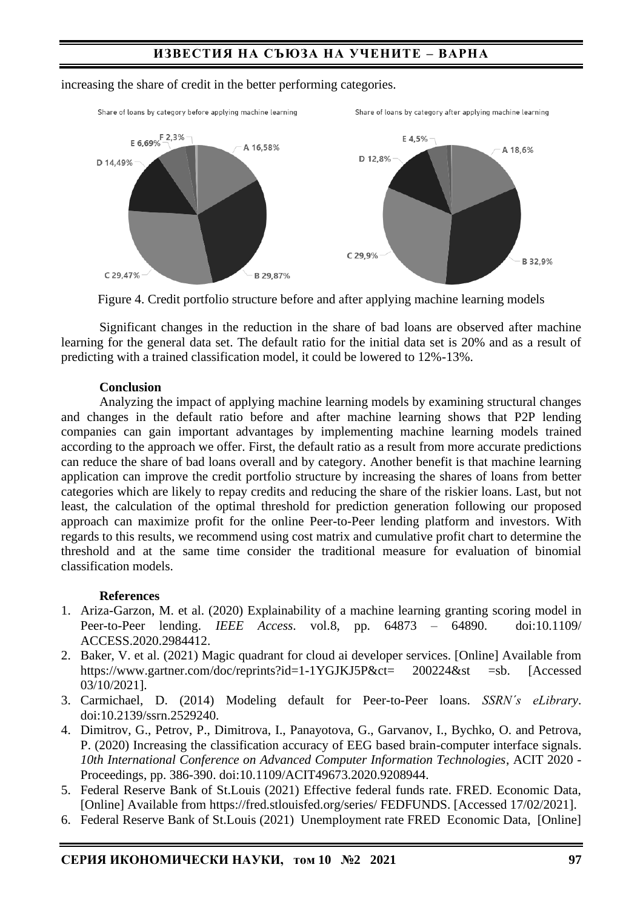increasing the share of credit in the better performing categories.

Figure 4. Credit portfolio structure before and after applying machine learning models

Significant changes in the reduction in the share of bad loans are observed after machine learning for the general data set. The default ratio for the initial data set is 20% and as a result of predicting with a trained classification model, it could be lowered to 12%-13%.

**Conclusion**

Analyzing the impact of applying machine learning models by examining structural changes and changes in the default ratio before and after machine learning shows that P2P lending companies can gain important advantages by implementing machine learning models trained according to the approach we offer. First, the default ratio as a result from more accurate predictions can reduce the share of bad loans overall and by category. Another benefit is that machine learning application can improve the credit portfolio structure by increasing the shares of loans from better categories which are likely to repay credits and reducing the share of the riskier loans. Last, but not least, the calculation of the optimal threshold for prediction generation following our proposed approach can maximize profit for the online Peer-to-Peer lending platform and investors. With regards to this results, we recommend using cost matrix and cumulative profit chart to determine the threshold and at the same time consider the traditional measure for evaluation of binomial classification models.

**References**

1. Ariza-Garzon, M. et al. (2020) Explainability of a machine learning granting scoring model in Peer-to-Peer lending. *IEEE Access*. vol.8, pp. 64873 – 64890. doi:10.1109/ ACCESS.2020.2984412.
2. Baker, V. et al. (2021) Magic quadrant for cloud ai developer services. [Online] Available from https://www.gartner.com/doc/reprints?id=1-1YGJKJ5P&ct= 200224&st =sb. [Accessed 03/10/2021].
3. Carmichael, D. (2014) Modeling default for Peer-to-Peer loans. *SSRN´s eLibrary*. doi:10.2139/ssrn.2529240.
4. Dimitrov, G., Petrov, P., Dimitrova, I., Panayotova, G., Garvanov, I., Bychko, O. and Petrova, P. (2020) Increasing the classification accuracy of EEG based brain-computer interface signals. *10th International Conference on Advanced Computer Information Technologies*, ACIT 2020 - Proceedings, pp. 386-390. doi:10.1109/ACIT49673.2020.9208944.
5. Federal Reserve Bank of St.Louis (2021) Effective federal funds rate. FRED. Economic Data, [Online] Available from https://fred.stlouisfed.org/series/ FEDFUNDS. [Accessed 17/02/2021].
6. Federal Reserve Bank of St.Louis (2021) Unemployment rate FRED Economic Data, [Online]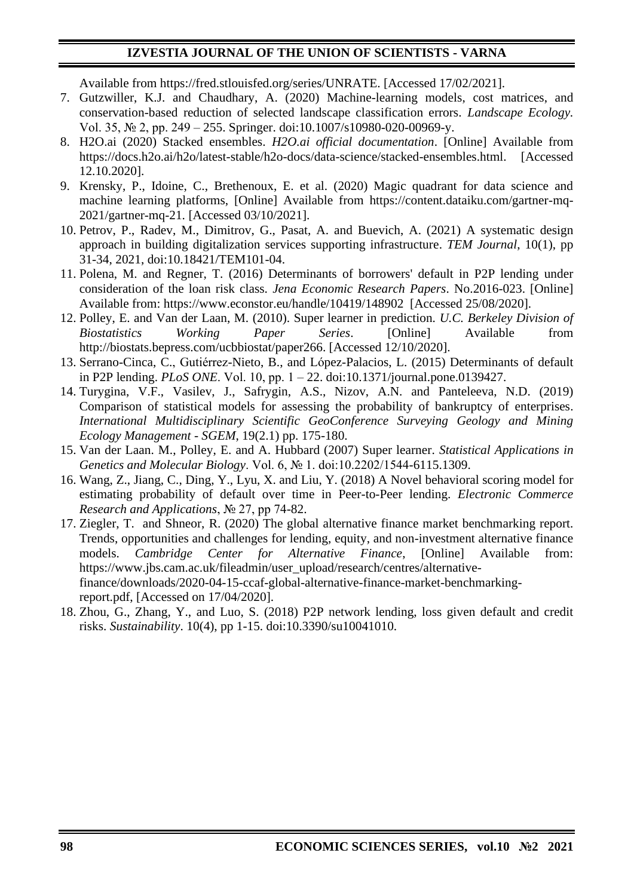Available from https://fred.stlouisfed.org/series/UNRATE. [Accessed 17/02/2021].

7. Gutzwiller, K.J. and Chaudhary, A. (2020) Machine-learning models, cost matrices, and conservation-based reduction of selected landscape classification errors. *Landscape Ecology.* Vol. 35, № 2, pp. 249 – 255. Springer. doi:10.1007/s10980-020-00969-y.
8. H2O.ai (2020) Stacked ensembles. *H2O.ai official documentation*. [Online] Available from https://docs.h2o.ai/h2o/latest-stable/h2o-docs/data-science/stacked-ensembles.html. [Accessed 12.10.2020].
9. Krensky, P., Idoine, C., Brethenoux, E. et al. (2020) Magic quadrant for data science and machine learning platforms, [Online] Available from https://content.dataiku.com/gartner-mq-2021/gartner-mq-21. [Accessed 03/10/2021].
10. Petrov, P., Radev, M., Dimitrov, G., Pasat, A. and Buevich, A. (2021) A systematic design approach in building digitalization services supporting infrastructure. *TEM Journal*, 10(1), pp 31-34, 2021, doi:10.18421/TEM101-04.
11. Polena, M. and Regner, T. (2016) Determinants of borrowers' default in P2P lending under consideration of the loan risk class. *Jena Economic Research Papers*. No.2016-023. [Online] Available from: https://www.econstor.eu/handle/10419/148902 [Accessed 25/08/2020].
12. Polley, E. and Van der Laan, M. (2010). Super learner in prediction. *U.C. Berkeley Division of Biostatistics Working Paper Series*. [Online] Available from http://biostats.bepress.com/ucbbiostat/paper266. [Accessed 12/10/2020].
13. Serrano-Cinca, C., Gutiérrez-Nieto, B., and López-Palacios, L. (2015) Determinants of default in P2P lending. *PLoS ONE*. Vol. 10, pp. 1 – 22. doi:10.1371/journal.pone.0139427.
14. Turygina, V.F., Vasilev, J., Safrygin, A.S., Nizov, A.N. and Panteleeva, N.D. (2019) Comparison of statistical models for assessing the probability of bankruptcy of enterprises. *International Multidisciplinary Scientific GeoConference Surveying Geology and Mining Ecology Management - SGEM*, 19(2.1) pp. 175-180.
15. Van der Laan. M., Polley, E. and A. Hubbard (2007) Super learner. *Statistical Applications in Genetics and Molecular Biology*. Vol. 6, № 1. doi:10.2202/1544-6115.1309.
16. Wang, Z., Jiang, C., Ding, Y., Lyu, X. and Liu, Y. (2018) A Novel behavioral scoring model for estimating probability of default over time in Peer-to-Peer lending. *Electronic Commerce Research and Applications*, № 27, pp 74-82.
17. Ziegler, T. and Shneor, R. (2020) The global alternative finance market benchmarking report. Trends, opportunities and challenges for lending, equity, and non-investment alternative finance models. *Cambridge Center for Alternative Finance*, [Online] Available from: https://www.jbs.cam.ac.uk/fileadmin/user_upload/research/centres/alternative-finance/downloads/2020-04-15-ccaf-global-alternative-finance-market-benchmarking-report.pdf, [Accessed on 17/04/2020].
18. Zhou, G., Zhang, Y., and Luo, S. (2018) P2P network lending, loss given default and credit risks. *Sustainability*. 10(4), pp 1-15. doi:10.3390/su10041010.